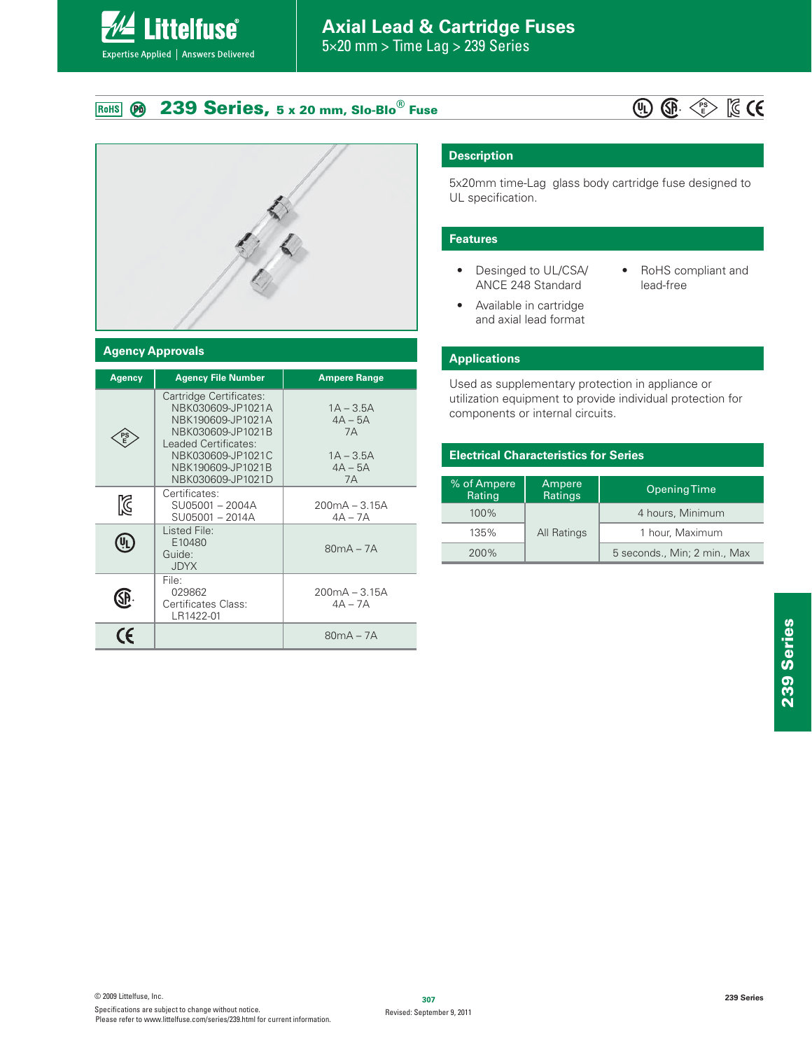# Axial Lead & Cartridge Fuses

5×20 mm > Time Lag > 239 Series

## 239 Series, 5 x 20 mm, Slo-Blo® Fuse

## Description

5x20mm time-Lag glass body cartridge fuse designed to UL specification.

## Features

- Desinged to UL/CSA/ ANCE 248 Standard
- Available in cartridge and axial lead format
- RoHS compliant and lead-free

## Applications

Used as supplementary protection in appliance or utilization equipment to provide individual protection for components or internal circuits.

## Agency Approvals

| Agency | Agency File Number | Ampere Range |
|---|---|---|
| PSE | Cartridge Certificates:<br>NBK030609-JP1021A<br>NBK190609-JP1021A<br>NBK030609-JP1021B<br>Leaded Certificates:<br>NBK030609-JP1021C<br>NBK190609-JP1021B<br>NBK030609-JP1021D | 1A – 3.5A<br>4A – 5A<br>7A<br><br>1A – 3.5A<br>4A – 5A<br>7A |
| KC | Certificates:<br>SU05001 – 2004A<br>SU05001 – 2014A | 200mA – 3.15A<br>4A – 7A |
| UL | Listed File:<br>E10480<br>Guide:<br>JDYX | 80mA – 7A |
| CSA | File:<br>029862<br>Certificates Class:<br>LR1422-01 | 200mA – 3.15A<br>4A – 7A |
| CE | | 80mA – 7A |

## Electrical Characteristics for Series

| % of Ampere Rating | Ampere Ratings | Opening Time |
|---|---|---|
| 100% | All Ratings | 4 hours, Minimum |
| 135% | | 1 hour, Maximum |
| 200% | | 5 seconds., Min; 2 min., Max |

© 2009 Littelfuse, Inc.
Specifications are subject to change without notice.
Please refer to www.littelfuse.com/series/239.html for current information.

Revised: September 9, 2011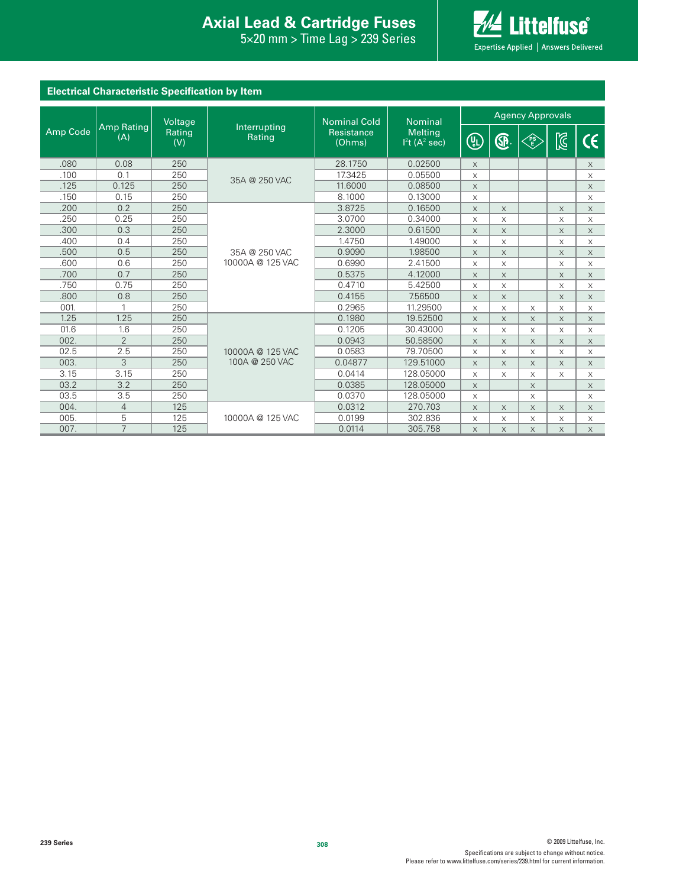## Electrical Characteristic Specification by Item

| Amp Code | Amp Rating (A) | Voltage Rating (V) | Interrupting Rating | Nominal Cold Resistance (Ohms) | Nominal Melting $I^2t$ ($A^2$ sec) | Agency Approvals | | | | |
|---|---|---|---|---|---|---|---|---|---|---|
| | | | | | | UL | CSA | PSE | KC | CE |
| .080 | 0.08 | 250 | 35A @ 250 VAC | 28.1750 | 0.02500 | x | | | | x |
| .100 | 0.1 | 250 | 35A @ 250 VAC | 17.3425 | 0.05500 | x | | | | x |
| .125 | 0.125 | 250 | 35A @ 250 VAC | 11.6000 | 0.08500 | x | | | | x |
| .150 | 0.15 | 250 | 35A @ 250 VAC | 8.1000 | 0.13000 | x | | | | x |
| .200 | 0.2 | 250 | 35A @ 250 VAC 10000A @ 125 VAC | 3.8725 | 0.16500 | x | x | | x | x |
| .250 | 0.25 | 250 | 35A @ 250 VAC 10000A @ 125 VAC | 3.0700 | 0.34000 | x | x | | x | x |
| .300 | 0.3 | 250 | 35A @ 250 VAC 10000A @ 125 VAC | 2.3000 | 0.61500 | x | x | | x | x |
| .400 | 0.4 | 250 | 35A @ 250 VAC 10000A @ 125 VAC | 1.4750 | 1.49000 | x | x | | x | x |
| .500 | 0.5 | 250 | 35A @ 250 VAC 10000A @ 125 VAC | 0.9090 | 1.98500 | x | x | | x | x |
| .600 | 0.6 | 250 | 35A @ 250 VAC 10000A @ 125 VAC | 0.6990 | 2.41500 | x | x | | x | x |
| .700 | 0.7 | 250 | 35A @ 250 VAC 10000A @ 125 VAC | 0.5375 | 4.12000 | x | x | | x | x |
| .750 | 0.75 | 250 | 35A @ 250 VAC 10000A @ 125 VAC | 0.4710 | 5.42500 | x | x | | x | x |
| .800 | 0.8 | 250 | 35A @ 250 VAC 10000A @ 125 VAC | 0.4155 | 7.56500 | x | x | | x | x |
| 001. | 1 | 250 | 35A @ 250 VAC 10000A @ 125 VAC | 0.2965 | 11.29500 | x | x | x | x | x |
| 1.25 | 1.25 | 250 | 10000A @ 125 VAC 100A @ 250 VAC | 0.1980 | 19.52500 | x | x | x | x | x |
| 01.6 | 1.6 | 250 | 10000A @ 125 VAC 100A @ 250 VAC | 0.1205 | 30.43000 | x | x | x | x | x |
| 002. | 2 | 250 | 10000A @ 125 VAC 100A @ 250 VAC | 0.0943 | 50.58500 | x | x | x | x | x |
| 02.5 | 2.5 | 250 | 10000A @ 125 VAC 100A @ 250 VAC | 0.0583 | 79.70500 | x | x | x | x | x |
| 003. | 3 | 250 | 10000A @ 125 VAC 100A @ 250 VAC | 0.04877 | 129.51000 | x | x | x | x | x |
| 3.15 | 3.15 | 250 | 10000A @ 125 VAC 100A @ 250 VAC | 0.0414 | 128.05000 | x | x | x | x | x |
| 03.2 | 3.2 | 250 | 10000A @ 125 VAC 100A @ 250 VAC | 0.0385 | 128.05000 | x | | x | | x |
| 03.5 | 3.5 | 250 | 10000A @ 125 VAC 100A @ 250 VAC | 0.0370 | 128.05000 | x | | x | | x |
| 004. | 4 | 125 | 10000A @ 125 VAC | 0.0312 | 270.703 | x | x | x | x | x |
| 005. | 5 | 125 | 10000A @ 125 VAC | 0.0199 | 302.836 | x | x | x | x | x |
| 007. | 7 | 125 | 10000A @ 125 VAC | 0.0114 | 305.758 | x | x | x | x | x |

© 2009 Littelfuse, Inc.

Specifications are subject to change without notice.
Please refer to www.littelfuse.com/series/239.html for current information.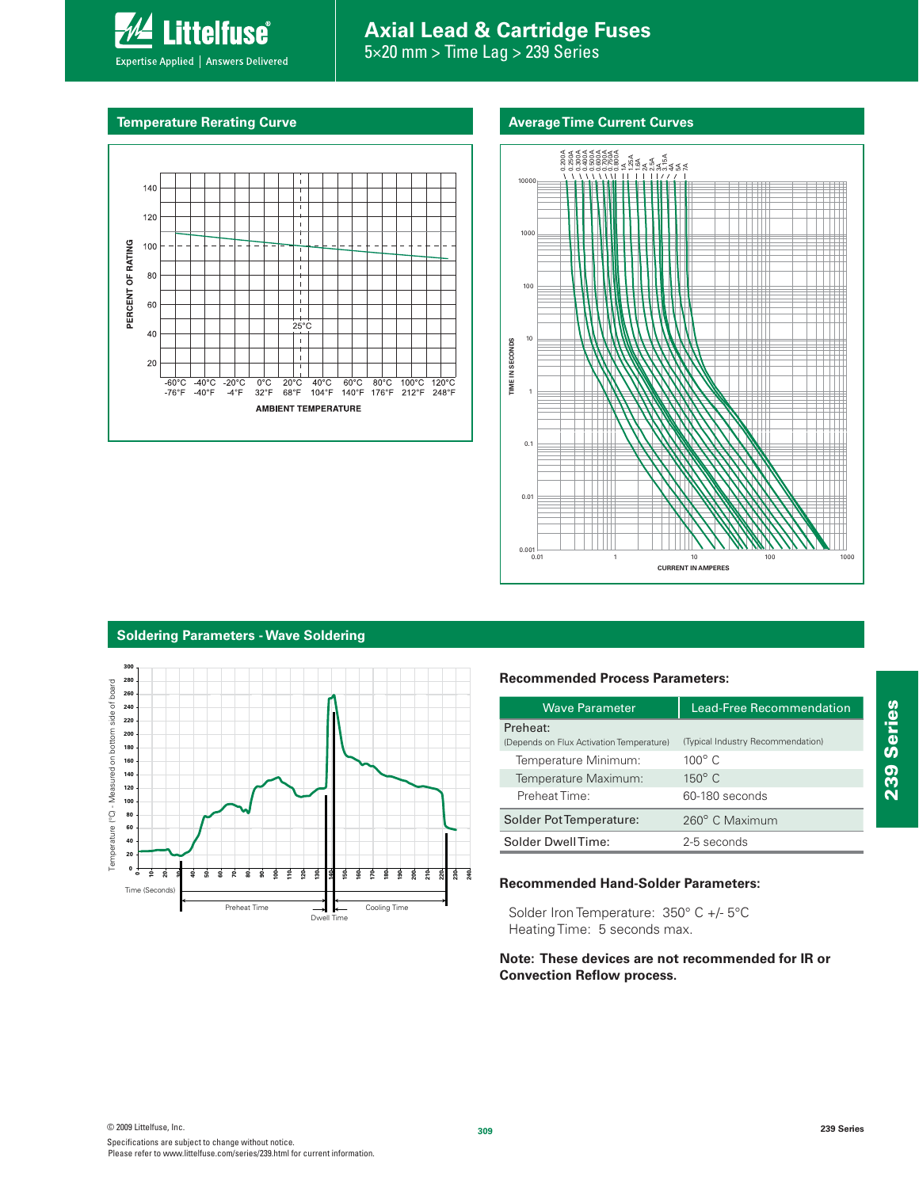## Temperature Rerating Curve

PERCENT OF RATING

AMBIENT TEMPERATURE

## Average Time Current Curves

TIME IN SECONDS

CURRENT IN AMPERES

## Soldering Parameters - Wave Soldering

Temperature (°C) - Measured on bottom side of board

Time (Seconds)

Preheat Time

Dwell Time

Cooling Time

### Recommended Process Parameters:

| Wave Parameter | Lead-Free Recommendation |
|---|---|
| Preheat: (Depends on Flux Activation Temperature) | (Typical Industry Recommendation) |
| Temperature Minimum: | 100° C |
| Temperature Maximum: | 150° C |
| Preheat Time: | 60-180 seconds |
| Solder Pot Temperature: | 260° C Maximum |
| Solder Dwell Time: | 2-5 seconds |

### Recommended Hand-Solder Parameters:

Solder Iron Temperature: 350° C +/- 5°C
Heating Time: 5 seconds max.

**Note: These devices are not recommended for IR or Convection Reflow process.**

© 2009 Littelfuse, Inc.
Specifications are subject to change without notice.
Please refer to www.littelfuse.com/series/239.html for current information.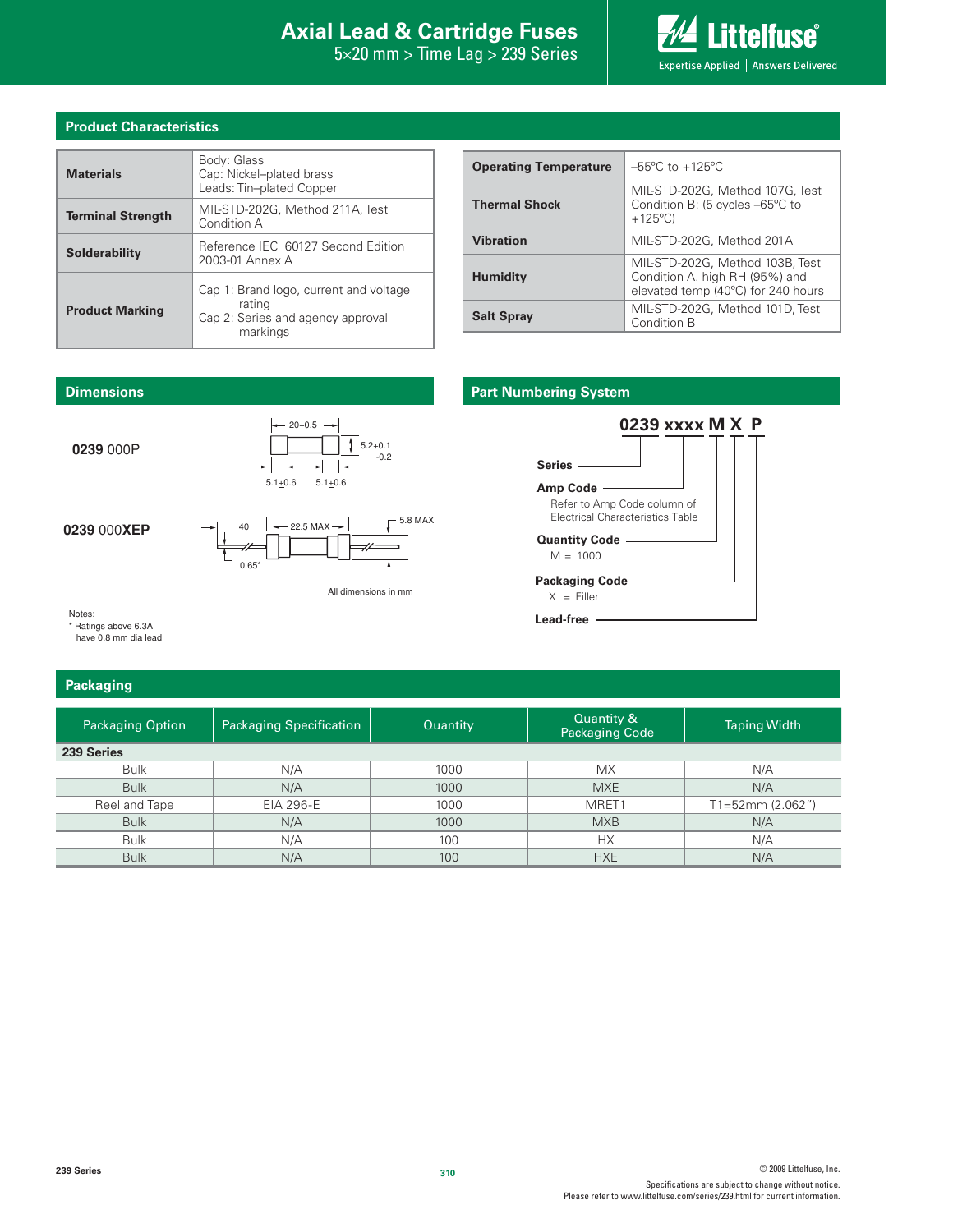# Axial Lead & Cartridge Fuses

5×20 mm > Time Lag > 239 Series

## Product Characteristics

| | |
|---|---|
| **Materials** | Body: Glass<br>Cap: Nickel–plated brass<br>Leads: Tin–plated Copper |
| **Terminal Strength** | MIL-STD-202G, Method 211A, Test Condition A |
| **Solderability** | Reference IEC 60127 Second Edition 2003-01 Annex A |
| **Product Marking** | Cap 1: Brand logo, current and voltage rating<br>Cap 2: Series and agency approval markings |

| | |
|---|---|
| **Operating Temperature** | –55ºC to +125ºC |
| **Thermal Shock** | MIL-STD-202G, Method 107G, Test Condition B: (5 cycles –65ºC to +125ºC) |
| **Vibration** | MIL-STD-202G, Method 201A |
| **Humidity** | MIL-STD-202G, Method 103B, Test Condition A. high RH (95%) and elevated temp (40ºC) for 240 hours |
| **Salt Spray** | MIL-STD-202G, Method 101D, Test Condition B |

## Dimensions

**0239** 000P

20±0.5
5.2+0.1 -0.2
5.1±0.6
5.1±0.6

**0239** 000**XEP**

40
22.5 MAX
5.8 MAX
0.65*

All dimensions in mm

Notes:
* Ratings above 6.3A have 0.8 mm dia lead

## Part Numbering System

**0239 xxxx M X P**

**Series**

**Amp Code**
Refer to Amp Code column of Electrical Characteristics Table

**Quantity Code**
M = 1000

**Packaging Code**
X = Filler

**Lead-free**

## Packaging

| Packaging Option | Packaging Specification | Quantity | Quantity & Packaging Code | Taping Width |
|---|---|---|---|---|
| **239 Series** | | | | |
| Bulk | N/A | 1000 | MX | N/A |
| Bulk | N/A | 1000 | MXE | N/A |
| Reel and Tape | EIA 296-E | 1000 | MRET1 | T1=52mm (2.062") |
| Bulk | N/A | 1000 | MXB | N/A |
| Bulk | N/A | 100 | HX | N/A |
| Bulk | N/A | 100 | HXE | N/A |

© 2009 Littelfuse, Inc.
Specifications are subject to change without notice.
Please refer to www.littelfuse.com/series/239.html for current information.